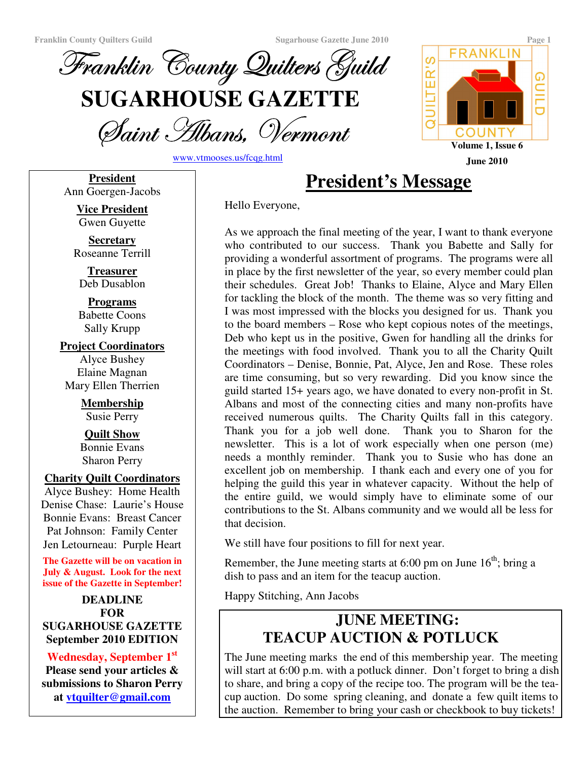# Franklin County Quilters Guild

# SUGARHOUSE GAZETTE

## Saint Albans, Vermont

www.vtmooses.us/fcqg.html

Volume 1, Issue 6

June 2010

**President**
Ann Goergen-Jacobs

**Vice President**
Gwen Guyette

**Secretary**
Roseanne Terrill

**Treasurer**
Deb Dusablon

**Programs**
Babette Coons
Sally Krupp

**Project Coordinators**
Alyce Bushey
Elaine Magnan
Mary Ellen Therrien

**Membership**
Susie Perry

**Quilt Show**
Bonnie Evans
Sharon Perry

**Charity Quilt Coordinators**
Alyce Bushey: Home Health
Denise Chase: Laurie's House
Bonnie Evans: Breast Cancer
Pat Johnson: Family Center
Jen Letourneau: Purple Heart

**The Gazette will be on vacation in July & August. Look for the next issue of the Gazette in September!**

**DEADLINE FOR SUGARHOUSE GAZETTE September 2010 EDITION**

**Wednesday, September 1st**

**Please send your articles & submissions to Sharon Perry at vtquilter@gmail.com**

## President's Message

Hello Everyone,

As we approach the final meeting of the year, I want to thank everyone who contributed to our success. Thank you Babette and Sally for providing a wonderful assortment of programs. The programs were all in place by the first newsletter of the year, so every member could plan their schedules. Great Job! Thanks to Elaine, Alyce and Mary Ellen for tackling the block of the month. The theme was so very fitting and I was most impressed with the blocks you designed for us. Thank you to the board members – Rose who kept copious notes of the meetings, Deb who kept us in the positive, Gwen for handling all the drinks for the meetings with food involved. Thank you to all the Charity Quilt Coordinators – Denise, Bonnie, Pat, Alyce, Jen and Rose. These roles are time consuming, but so very rewarding. Did you know since the guild started 15+ years ago, we have donated to every non-profit in St. Albans and most of the connecting cities and many non-profits have received numerous quilts. The Charity Quilts fall in this category. Thank you for a job well done. Thank you to Sharon for the newsletter. This is a lot of work especially when one person (me) needs a monthly reminder. Thank you to Susie who has done an excellent job on membership. I thank each and every one of you for helping the guild this year in whatever capacity. Without the help of the entire guild, we would simply have to eliminate some of our contributions to the St. Albans community and we would all be less for that decision.

We still have four positions to fill for next year.

Remember, the June meeting starts at 6:00 pm on June 16th; bring a dish to pass and an item for the teacup auction.

Happy Stitching, Ann Jacobs

## JUNE MEETING: TEACUP AUCTION & POTLUCK

The June meeting marks the end of this membership year. The meeting will start at 6:00 p.m. with a potluck dinner. Don't forget to bring a dish to share, and bring a copy of the recipe too. The program will be the teacup auction. Do some spring cleaning, and donate a few quilt items to the auction. Remember to bring your cash or checkbook to buy tickets!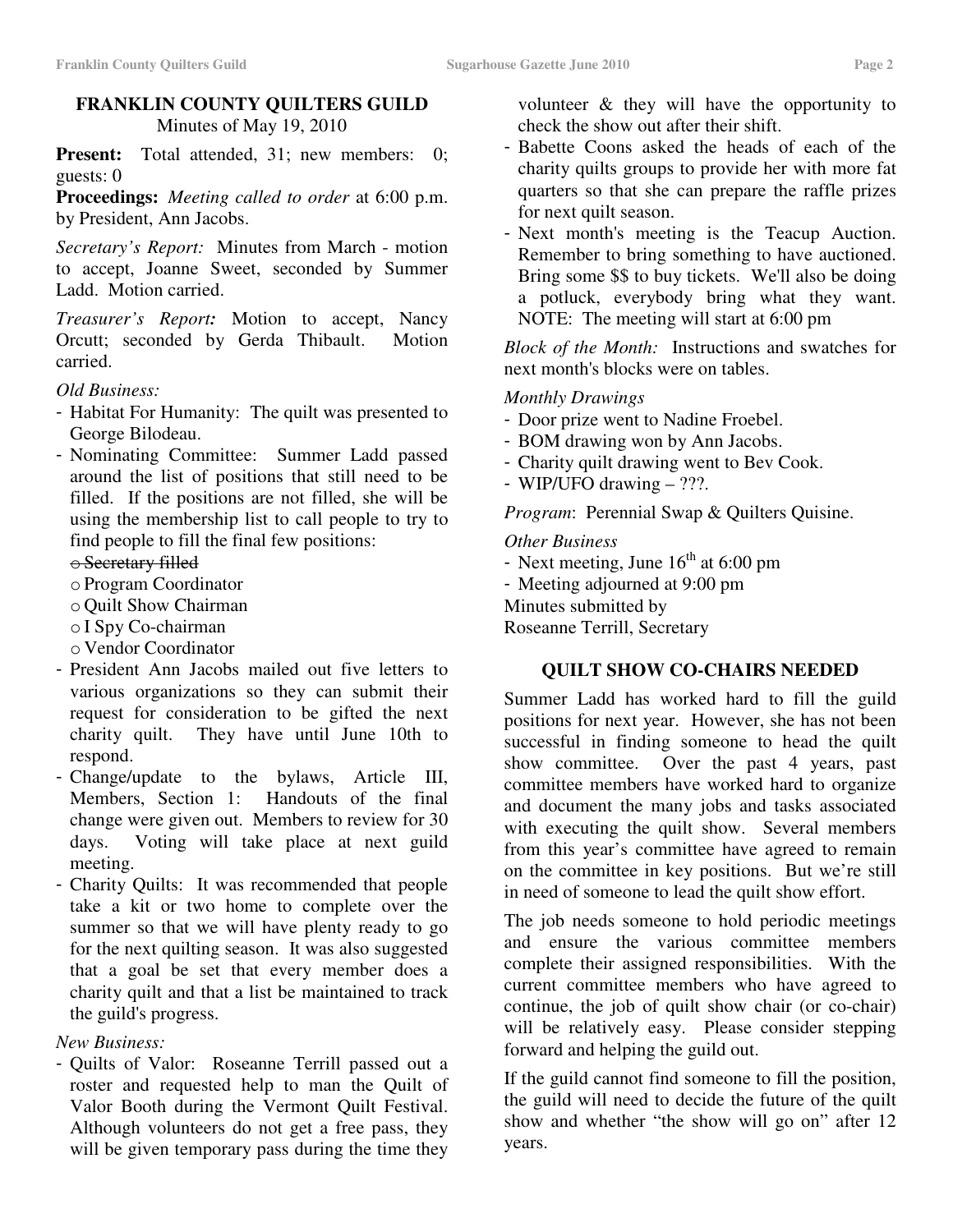## FRANKLIN COUNTY QUILTERS GUILD

Minutes of May 19, 2010

**Present:** Total attended, 31; new members: 0; guests: 0

**Proceedings:** *Meeting called to order* at 6:00 p.m. by President, Ann Jacobs.

*Secretary's Report:* Minutes from March - motion to accept, Joanne Sweet, seconded by Summer Ladd. Motion carried.

*Treasurer's Report:* Motion to accept, Nancy Orcutt; seconded by Gerda Thibault. Motion carried.

*Old Business:*

- Habitat For Humanity: The quilt was presented to George Bilodeau.
- Nominating Committee: Summer Ladd passed around the list of positions that still need to be filled. If the positions are not filled, she will be using the membership list to call people to try to find people to fill the final few positions:
  - ~~Secretary filled~~
  - Program Coordinator
  - Quilt Show Chairman
  - I Spy Co-chairman
  - Vendor Coordinator
- President Ann Jacobs mailed out five letters to various organizations so they can submit their request for consideration to be gifted the next charity quilt. They have until June 10th to respond.
- Change/update to the bylaws, Article III, Members, Section 1: Handouts of the final change were given out. Members to review for 30 days. Voting will take place at next guild meeting.
- Charity Quilts: It was recommended that people take a kit or two home to complete over the summer so that we will have plenty ready to go for the next quilting season. It was also suggested that a goal be set that every member does a charity quilt and that a list be maintained to track the guild's progress.

*New Business:*

- Quilts of Valor: Roseanne Terrill passed out a roster and requested help to man the Quilt of Valor Booth during the Vermont Quilt Festival. Although volunteers do not get a free pass, they will be given temporary pass during the time they volunteer & they will have the opportunity to check the show out after their shift.
- Babette Coons asked the heads of each of the charity quilts groups to provide her with more fat quarters so that she can prepare the raffle prizes for next quilt season.
- Next month's meeting is the Teacup Auction. Remember to bring something to have auctioned. Bring some $$ to buy tickets. We'll also be doing a potluck, everybody bring what they want. NOTE: The meeting will start at 6:00 pm

*Block of the Month:* Instructions and swatches for next month's blocks were on tables.

*Monthly Drawings*

- Door prize went to Nadine Froebel.
- BOM drawing won by Ann Jacobs.
- Charity quilt drawing went to Bev Cook.
- WIP/UFO drawing – ???.

*Program*: Perennial Swap & Quilters Quisine.

*Other Business*

- Next meeting, June 16th at 6:00 pm
- Meeting adjourned at 9:00 pm

Minutes submitted by
Roseanne Terrill, Secretary

## QUILT SHOW CO-CHAIRS NEEDED

Summer Ladd has worked hard to fill the guild positions for next year. However, she has not been successful in finding someone to head the quilt show committee. Over the past 4 years, past committee members have worked hard to organize and document the many jobs and tasks associated with executing the quilt show. Several members from this year's committee have agreed to remain on the committee in key positions. But we're still in need of someone to lead the quilt show effort.

The job needs someone to hold periodic meetings and ensure the various committee members complete their assigned responsibilities. With the current committee members who have agreed to continue, the job of quilt show chair (or co-chair) will be relatively easy. Please consider stepping forward and helping the guild out.

If the guild cannot find someone to fill the position, the guild will need to decide the future of the quilt show and whether "the show will go on" after 12 years.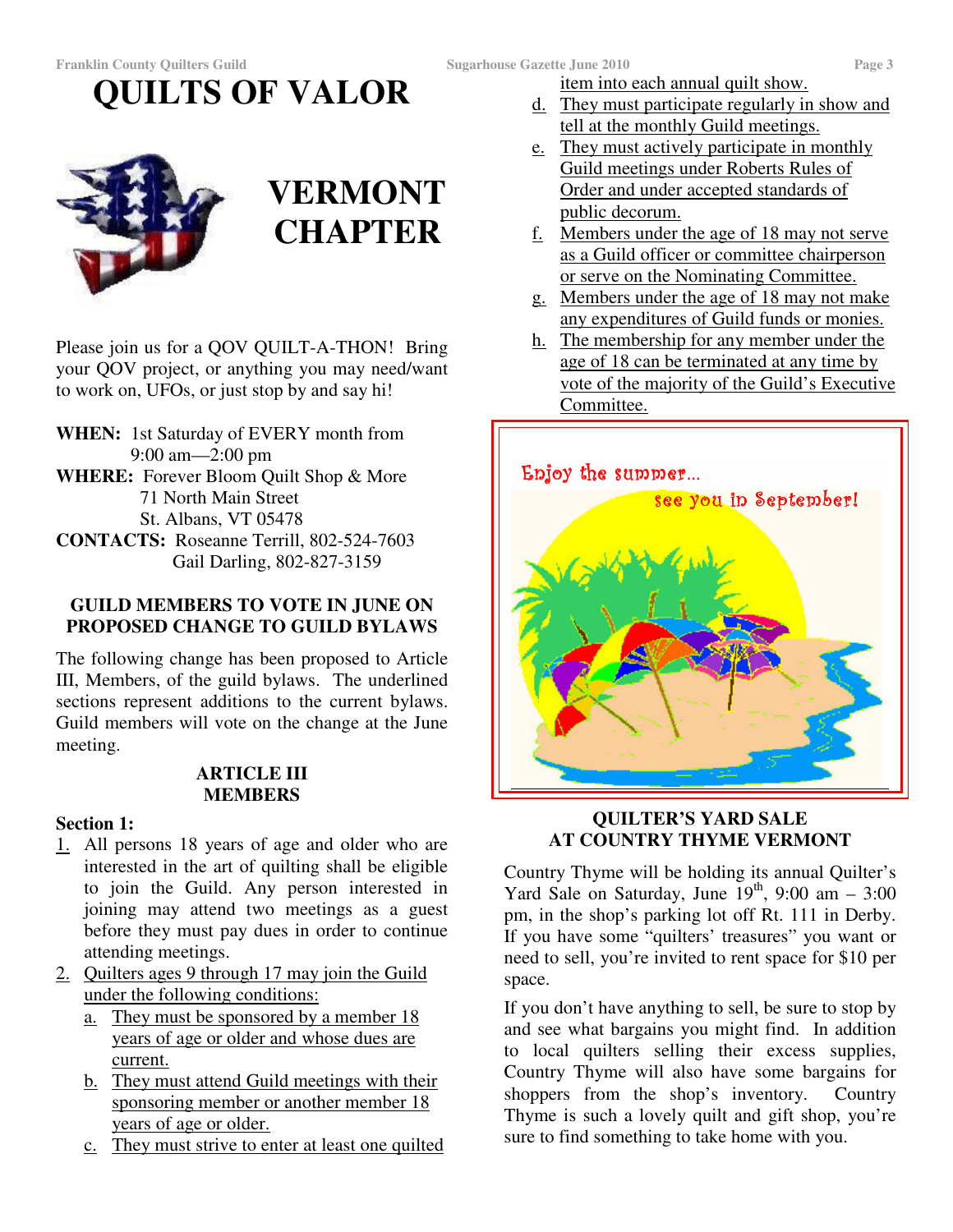# QUILTS OF VALOR

## VERMONT CHAPTER

Please join us for a QOV QUILT-A-THON! Bring your QOV project, or anything you may need/want to work on, UFOs, or just stop by and say hi!

**WHEN:** 1st Saturday of EVERY month from 9:00 am—2:00 pm
**WHERE:** Forever Bloom Quilt Shop & More
71 North Main Street
St. Albans, VT 05478
**CONTACTS:** Roseanne Terrill, 802-524-7603
Gail Darling, 802-827-3159

### GUILD MEMBERS TO VOTE IN JUNE ON PROPOSED CHANGE TO GUILD BYLAWS

The following change has been proposed to Article III, Members, of the guild bylaws. The underlined sections represent additions to the current bylaws. Guild members will vote on the change at the June meeting.

**ARTICLE III**
**MEMBERS**

**Section 1:**

1. All persons 18 years of age and older who are interested in the art of quilting shall be eligible to join the Guild. Any person interested in joining may attend two meetings as a guest before they must pay dues in order to continue attending meetings.
2. Quilters ages 9 through 17 may join the Guild under the following conditions:
   a. They must be sponsored by a member 18 years of age or older and whose dues are current.
   b. They must attend Guild meetings with their sponsoring member or another member 18 years of age or older.
   c. They must strive to enter at least one quilted item into each annual quilt show.
   d. They must participate regularly in show and tell at the monthly Guild meetings.
   e. They must actively participate in monthly Guild meetings under Roberts Rules of Order and under accepted standards of public decorum.
   f. Members under the age of 18 may not serve as a Guild officer or committee chairperson or serve on the Nominating Committee.
   g. Members under the age of 18 may not make any expenditures of Guild funds or monies.
   h. The membership for any member under the age of 18 can be terminated at any time by vote of the majority of the Guild's Executive Committee.

Enjoy the summer...
see you in September!

### QUILTER'S YARD SALE AT COUNTRY THYME VERMONT

Country Thyme will be holding its annual Quilter's Yard Sale on Saturday, June 19th, 9:00 am – 3:00 pm, in the shop's parking lot off Rt. 111 in Derby. If you have some "quilters' treasures" you want or need to sell, you're invited to rent space for $10 per space.

If you don't have anything to sell, be sure to stop by and see what bargains you might find. In addition to local quilters selling their excess supplies, Country Thyme will also have some bargains for shoppers from the shop's inventory. Country Thyme is such a lovely quilt and gift shop, you're sure to find something to take home with you.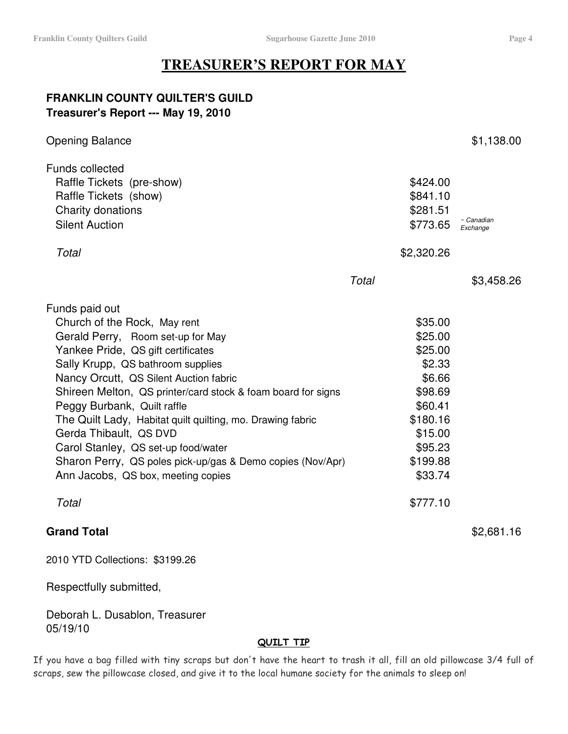# TREASURER'S REPORT FOR MAY

**FRANKLIN COUNTY QUILTER'S GUILD**
**Treasurer's Report --- May 19, 2010**

| | | |
|---|---|---|
| Opening Balance | | $1,138.00 |
| Funds collected | | |
| Raffle Tickets (pre-show) | $424.00 | |
| Raffle Tickets (show) | $841.10 | |
| Charity donations | $281.51 | |
| Silent Auction | $773.65 | *~ Canadian Exchange* |
| *Total* | $2,320.26 | |
| *Total* | | $3,458.26 |
| Funds paid out | | |
| Church of the Rock, May rent | $35.00 | |
| Gerald Perry, Room set-up for May | $25.00 | |
| Yankee Pride, QS gift certificates | $25.00 | |
| Sally Krupp, QS bathroom supplies | $2.33 | |
| Nancy Orcutt, QS Silent Auction fabric | $6.66 | |
| Shireen Melton, QS printer/card stock & foam board for signs | $98.69 | |
| Peggy Burbank, Quilt raffle | $60.41 | |
| The Quilt Lady, Habitat quilt quilting, mo. Drawing fabric | $180.16 | |
| Gerda Thibault, QS DVD | $15.00 | |
| Carol Stanley, QS set-up food/water | $95.23 | |
| Sharon Perry, QS poles pick-up/gas & Demo copies (Nov/Apr) | $199.88 | |
| Ann Jacobs, QS box, meeting copies | $33.74 | |
| *Total* | $777.10 | |
| **Grand Total** | | $2,681.16 |

2010 YTD Collections: $3199.26

Respectfully submitted,

Deborah L. Dusablon, Treasurer
05/19/10

**QUILT TIP**

If you have a bag filled with tiny scraps but don't have the heart to trash it all, fill an old pillowcase 3/4 full of scraps, sew the pillowcase closed, and give it to the local humane society for the animals to sleep on!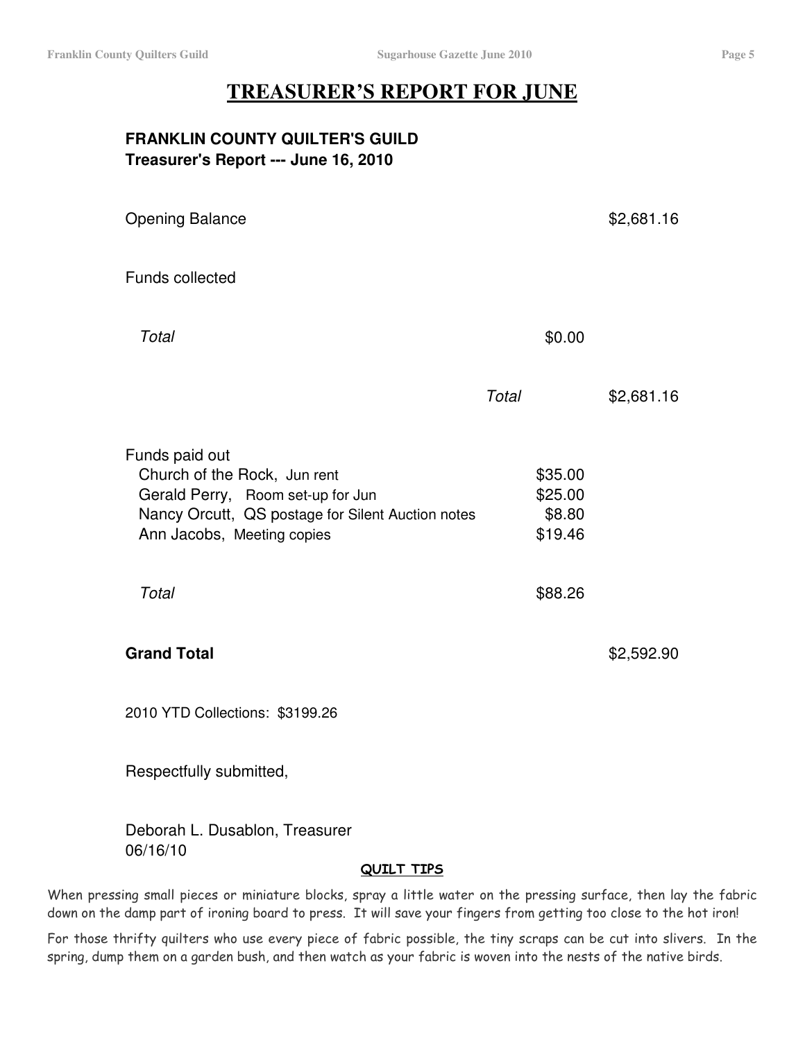# TREASURER'S REPORT FOR JUNE

**FRANKLIN COUNTY QUILTER'S GUILD**
**Treasurer's Report --- June 16, 2010**

| | | |
|---|---|---|
| Opening Balance | | $2,681.16 |
| Funds collected | | |
| *Total* | $0.00 | |
| *Total* | | $2,681.16 |
| Funds paid out | | |
| Church of the Rock, Jun rent | $35.00 | |
| Gerald Perry, Room set-up for Jun | $25.00 | |
| Nancy Orcutt, QS postage for Silent Auction notes | $8.80 | |
| Ann Jacobs, Meeting copies | $19.46 | |
| *Total* | $88.26 | |
| **Grand Total** | | $2,592.90 |

2010 YTD Collections: $3199.26

Respectfully submitted,

Deborah L. Dusablon, Treasurer
06/16/10

## QUILT TIPS

When pressing small pieces or miniature blocks, spray a little water on the pressing surface, then lay the fabric down on the damp part of ironing board to press. It will save your fingers from getting too close to the hot iron!

For those thrifty quilters who use every piece of fabric possible, the tiny scraps can be cut into slivers. In the spring, dump them on a garden bush, and then watch as your fabric is woven into the nests of the native birds.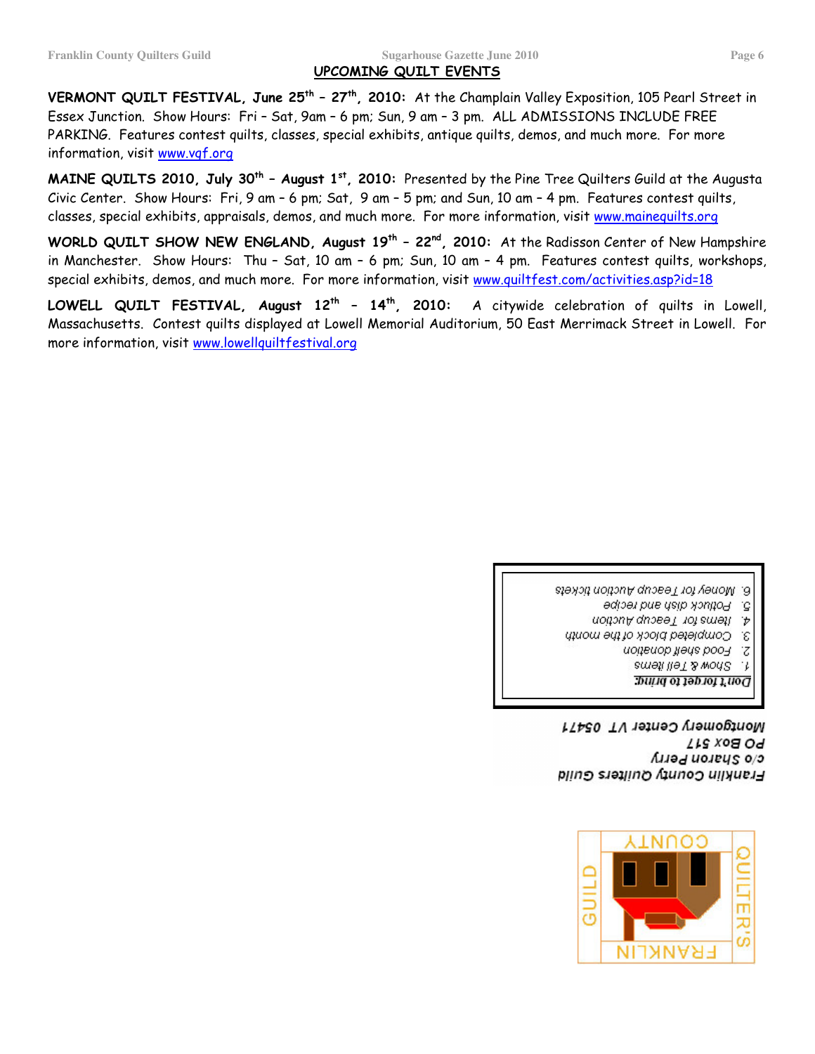## UPCOMING QUILT EVENTS

**VERMONT QUILT FESTIVAL, June 25th – 27th, 2010:** At the Champlain Valley Exposition, 105 Pearl Street in Essex Junction. Show Hours: Fri – Sat, 9am – 6 pm; Sun, 9 am – 3 pm. ALL ADMISSIONS INCLUDE FREE PARKING. Features contest quilts, classes, special exhibits, antique quilts, demos, and much more. For more information, visit www.vqf.org

**MAINE QUILTS 2010, July 30th – August 1st, 2010:** Presented by the Pine Tree Quilters Guild at the Augusta Civic Center. Show Hours: Fri, 9 am – 6 pm; Sat, 9 am – 5 pm; and Sun, 10 am – 4 pm. Features contest quilts, classes, special exhibits, appraisals, demos, and much more. For more information, visit www.mainequilts.org

**WORLD QUILT SHOW NEW ENGLAND, August 19th – 22nd, 2010:** At the Radisson Center of New Hampshire in Manchester. Show Hours: Thu – Sat, 10 am – 6 pm; Sun, 10 am – 4 pm. Features contest quilts, workshops, special exhibits, demos, and much more. For more information, visit www.quiltfest.com/activities.asp?id=18

**LOWELL QUILT FESTIVAL, August 12th – 14th, 2010:** A citywide celebration of quilts in Lowell, Massachusetts. Contest quilts displayed at Lowell Memorial Auditorium, 50 East Merrimack Street in Lowell. For more information, visit www.lowellquiltfestival.org

*Don't forget to bring:*

1. Show & Tell items
2. Food shelf donation
3. Completed block of the month
4. Items for Teacup Auction
5. Potluck dish and recipe
6. Money for Teacup Auction tickets

Franklin County Quilters Guild
c/o Sharon Perry
PO Box 517
Montgomery Center VT 05471

FRANKLIN COUNTY QUILTER'S GUILD